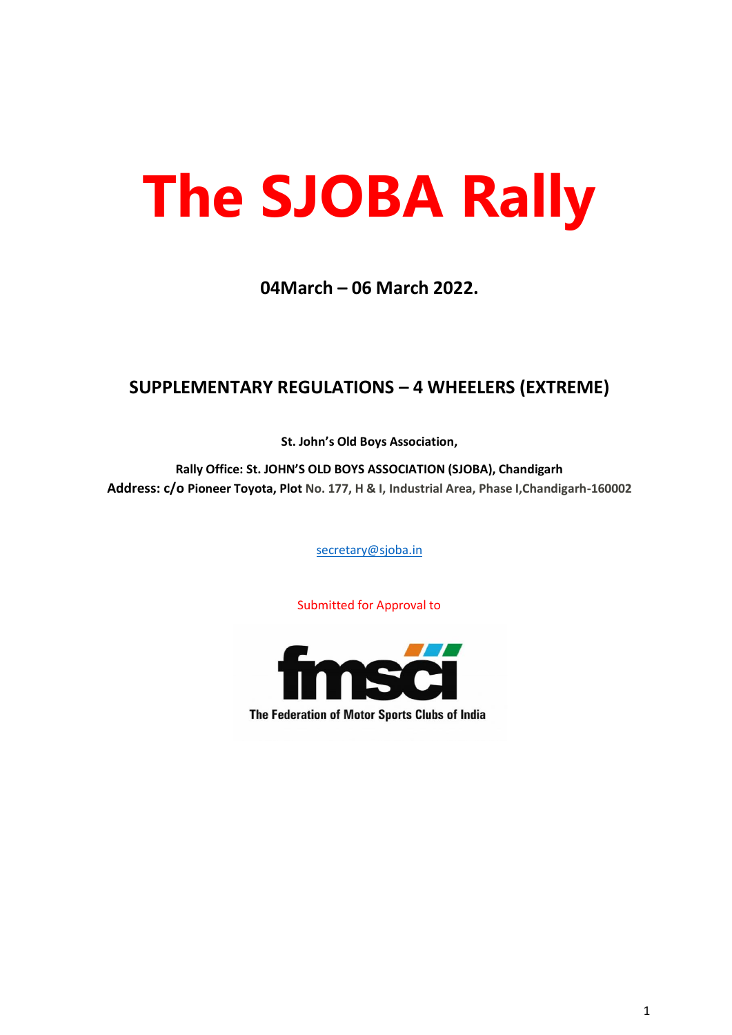# The SJOBA Rally

**04March – 06 March 2022.**

## SUPPLEMENTARY REGULATIONS – 4 WHEELERS (EXTREME)

**St. John's Old Boys Association,**

**Rally Office: St. JOHN'S OLD BOYS ASSOCIATION (SJOBA), Chandigarh**
**Address: c/o Pioneer Toyota, Plot No. 177, H & I, Industrial Area, Phase I,Chandigarh-160002**

secretary@sjoba.in

Submitted for Approval to

fmsci
The Federation of Motor Sports Clubs of India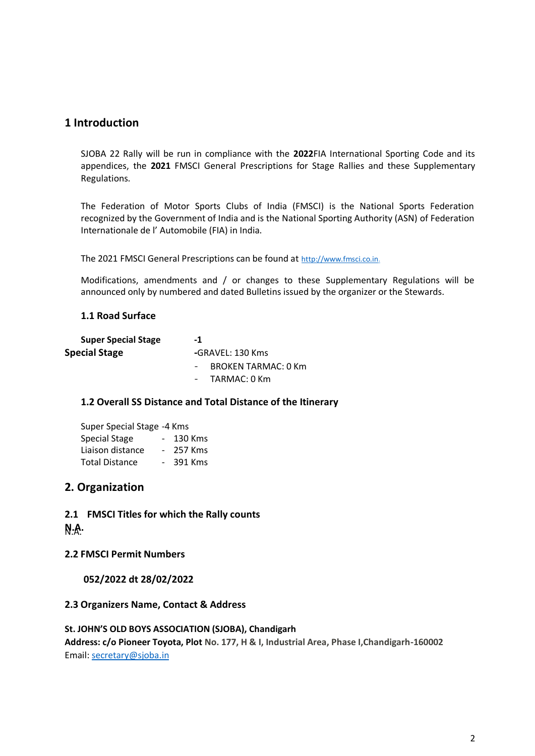# 1 Introduction

SJOBA 22 Rally will be run in compliance with the **2022**FIA International Sporting Code and its appendices, the **2021** FMSCI General Prescriptions for Stage Rallies and these Supplementary Regulations.

The Federation of Motor Sports Clubs of India (FMSCI) is the National Sports Federation recognized by the Government of India and is the National Sporting Authority (ASN) of Federation Internationale de l' Automobile (FIA) in India.

The 2021 FMSCI General Prescriptions can be found at http://www.fmsci.co.in.

Modifications, amendments and / or changes to these Supplementary Regulations will be announced only by numbered and dated Bulletins issued by the organizer or the Stewards.

### 1.1 Road Surface

**Super Special Stage** **-1**

**Special Stage** **-**GRAVEL: 130 Kms

- BROKEN TARMAC: 0 Km
- TARMAC: 0 Km

### 1.2 Overall SS Distance and Total Distance of the Itinerary

Super Special Stage -4 Kms
Special Stage - 130 Kms
Liaison distance - 257 Kms
Total Distance - 391 Kms

## 2. Organization

### 2.1 FMSCI Titles for which the Rally counts

**N.A.**

### 2.2 FMSCI Permit Numbers

**052/2022 dt 28/02/2022**

### 2.3 Organizers Name, Contact & Address

**St. JOHN'S OLD BOYS ASSOCIATION (SJOBA), Chandigarh**
**Address: c/o Pioneer Toyota, Plot No. 177, H & I, Industrial Area, Phase I,Chandigarh-160002**
Email: secretary@sjoba.in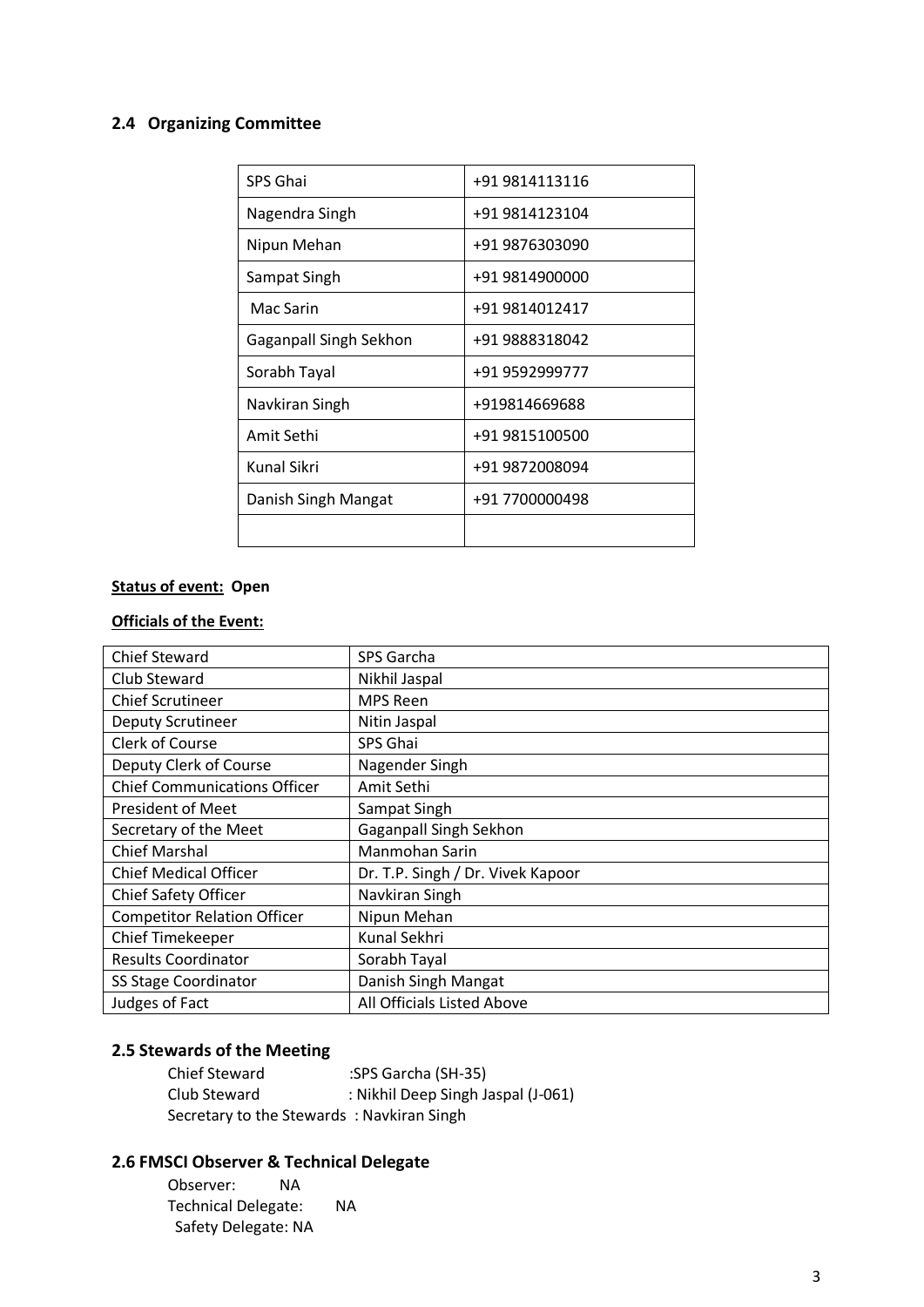### 2.4 Organizing Committee

| SPS Ghai | +91 9814113116 |
|---|---|
| Nagendra Singh | +91 9814123104 |
| Nipun Mehan | +91 9876303090 |
| Sampat Singh | +91 9814900000 |
| Mac Sarin | +91 9814012417 |
| Gaganpall Singh Sekhon | +91 9888318042 |
| Sorabh Tayal | +91 9592999777 |
| Navkiran Singh | +919814669688 |
| Amit Sethi | +91 9815100500 |
| Kunal Sikri | +91 9872008094 |
| Danish Singh Mangat | +91 7700000498 |
| | |

**Status of event: Open**

**Officials of the Event:**

| Chief Steward | SPS Garcha |
|---|---|
| Club Steward | Nikhil Jaspal |
| Chief Scrutineer | MPS Reen |
| Deputy Scrutineer | Nitin Jaspal |
| Clerk of Course | SPS Ghai |
| Deputy Clerk of Course | Nagender Singh |
| Chief Communications Officer | Amit Sethi |
| President of Meet | Sampat Singh |
| Secretary of the Meet | Gaganpall Singh Sekhon |
| Chief Marshal | Manmohan Sarin |
| Chief Medical Officer | Dr. T.P. Singh / Dr. Vivek Kapoor |
| Chief Safety Officer | Navkiran Singh |
| Competitor Relation Officer | Nipun Mehan |
| Chief Timekeeper | Kunal Sekhri |
| Results Coordinator | Sorabh Tayal |
| SS Stage Coordinator | Danish Singh Mangat |
| Judges of Fact | All Officials Listed Above |

### 2.5 Stewards of the Meeting

Chief Steward :SPS Garcha (SH-35)
Club Steward : Nikhil Deep Singh Jaspal (J-061)
Secretary to the Stewards : Navkiran Singh

### 2.6 FMSCI Observer & Technical Delegate

Observer: NA
Technical Delegate: NA
Safety Delegate: NA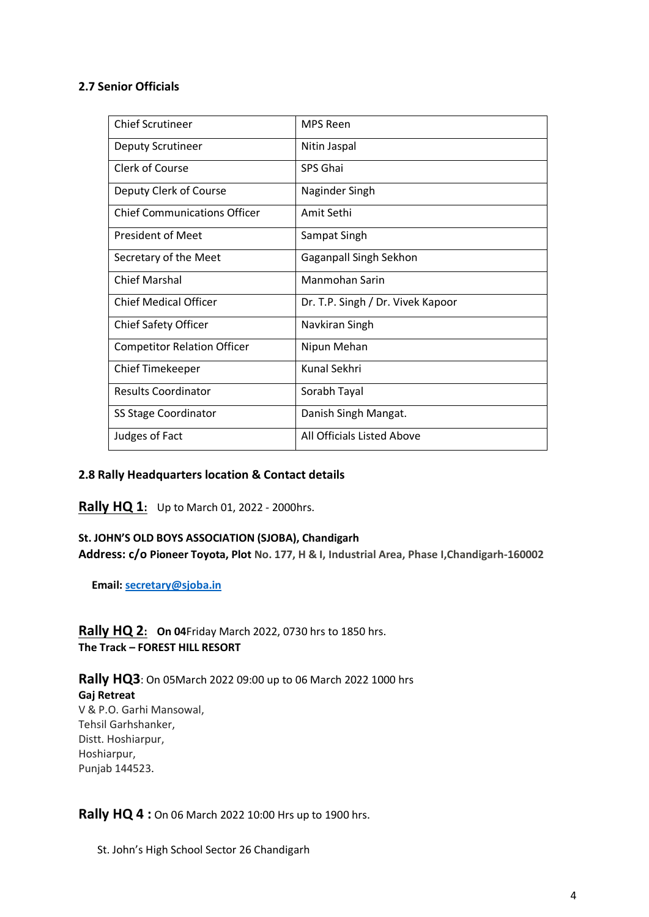### 2.7 Senior Officials

| Chief Scrutineer | MPS Reen |
|---|---|
| Deputy Scrutineer | Nitin Jaspal |
| Clerk of Course | SPS Ghai |
| Deputy Clerk of Course | Naginder Singh |
| Chief Communications Officer | Amit Sethi |
| President of Meet | Sampat Singh |
| Secretary of the Meet | Gaganpall Singh Sekhon |
| Chief Marshal | Manmohan Sarin |
| Chief Medical Officer | Dr. T.P. Singh / Dr. Vivek Kapoor |
| Chief Safety Officer | Navkiran Singh |
| Competitor Relation Officer | Nipun Mehan |
| Chief Timekeeper | Kunal Sekhri |
| Results Coordinator | Sorabh Tayal |
| SS Stage Coordinator | Danish Singh Mangat. |
| Judges of Fact | All Officials Listed Above |

### 2.8 Rally Headquarters location & Contact details

**Rally HQ 1:** Up to March 01, 2022 - 2000hrs.

**St. JOHN'S OLD BOYS ASSOCIATION (SJOBA), Chandigarh**
**Address: c/o Pioneer Toyota, Plot No. 177, H & I, Industrial Area, Phase I,Chandigarh-160002**

**Email:** secretary@sjoba.in

**Rally HQ 2:** **On 04**Friday March 2022, 0730 hrs to 1850 hrs.
**The Track – FOREST HILL RESORT**

**Rally HQ3**: On 05March 2022 09:00 up to 06 March 2022 1000 hrs
**Gaj Retreat**
V & P.O. Garhi Mansowal,
Tehsil Garhshanker,
Distt. Hoshiarpur,
Hoshiarpur,
Punjab 144523.

**Rally HQ 4 :** On 06 March 2022 10:00 Hrs up to 1900 hrs.

St. John's High School Sector 26 Chandigarh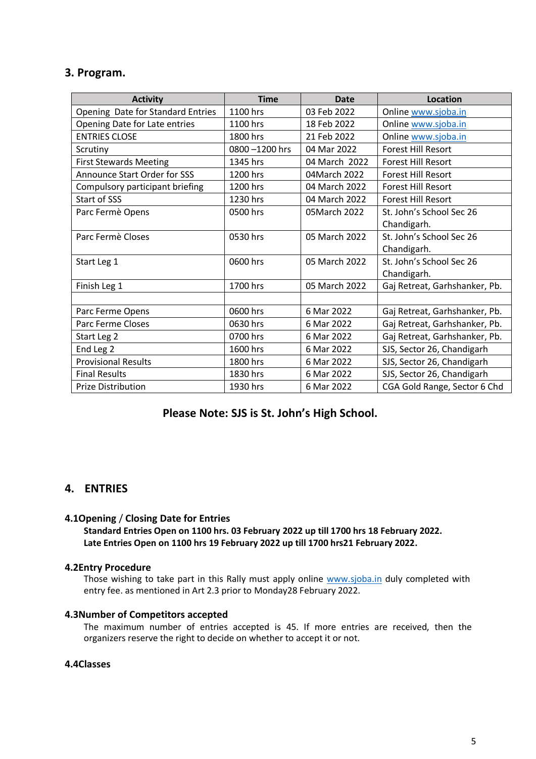## 3. Program.

| Activity | Time | Date | Location |
| --- | --- | --- | --- |
| Opening Date for Standard Entries | 1100 hrs | 03 Feb 2022 | Online www.sjoba.in |
| Opening Date for Late entries | 1100 hrs | 18 Feb 2022 | Online www.sjoba.in |
| ENTRIES CLOSE | 1800 hrs | 21 Feb 2022 | Online www.sjoba.in |
| Scrutiny | 0800 –1200 hrs | 04 Mar 2022 | Forest Hill Resort |
| First Stewards Meeting | 1345 hrs | 04 March 2022 | Forest Hill Resort |
| Announce Start Order for SSS | 1200 hrs | 04March 2022 | Forest Hill Resort |
| Compulsory participant briefing | 1200 hrs | 04 March 2022 | Forest Hill Resort |
| Start of SSS | 1230 hrs | 04 March 2022 | Forest Hill Resort |
| Parc Fermè Opens | 0500 hrs | 05March 2022 | St. John's School Sec 26 Chandigarh. |
| Parc Fermè Closes | 0530 hrs | 05 March 2022 | St. John's School Sec 26 Chandigarh. |
| Start Leg 1 | 0600 hrs | 05 March 2022 | St. John's School Sec 26 Chandigarh. |
| Finish Leg 1 | 1700 hrs | 05 March 2022 | Gaj Retreat, Garhshanker, Pb. |
| | | | |
| Parc Ferme Opens | 0600 hrs | 6 Mar 2022 | Gaj Retreat, Garhshanker, Pb. |
| Parc Ferme Closes | 0630 hrs | 6 Mar 2022 | Gaj Retreat, Garhshanker, Pb. |
| Start Leg 2 | 0700 hrs | 6 Mar 2022 | Gaj Retreat, Garhshanker, Pb. |
| End Leg 2 | 1600 hrs | 6 Mar 2022 | SJS, Sector 26, Chandigarh |
| Provisional Results | 1800 hrs | 6 Mar 2022 | SJS, Sector 26, Chandigarh |
| Final Results | 1830 hrs | 6 Mar 2022 | SJS, Sector 26, Chandigarh |
| Prize Distribution | 1930 hrs | 6 Mar 2022 | CGA Gold Range, Sector 6 Chd |

**Please Note: SJS is St. John's High School.**

## 4. ENTRIES

### 4.1Opening / Closing Date for Entries

**Standard Entries Open on 1100 hrs. 03 February 2022 up till 1700 hrs 18 February 2022.**
**Late Entries Open on 1100 hrs 19 February 2022 up till 1700 hrs21 February 2022.**

### 4.2Entry Procedure

Those wishing to take part in this Rally must apply online www.sjoba.in duly completed with entry fee. as mentioned in Art 2.3 prior to Monday28 February 2022.

### 4.3Number of Competitors accepted

The maximum number of entries accepted is 45. If more entries are received, then the organizers reserve the right to decide on whether to accept it or not.

### 4.4Classes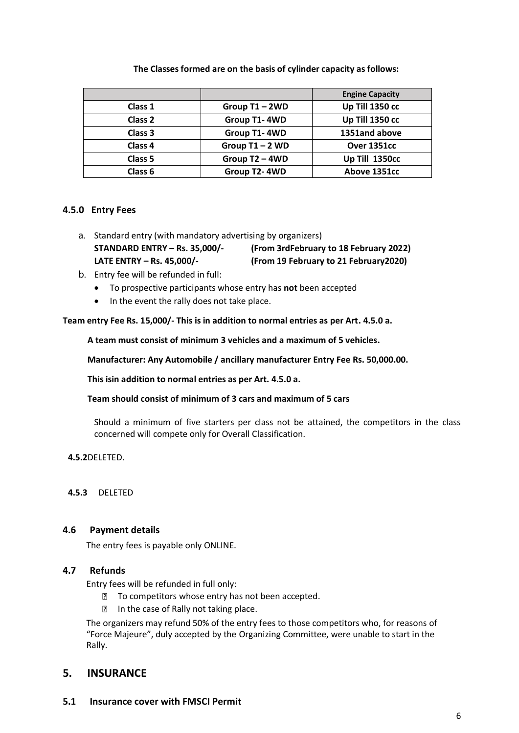**The Classes formed are on the basis of cylinder capacity as follows:**

| | | Engine Capacity |
|---|---|---|
| Class 1 | Group T1 – 2WD | Up Till 1350 cc |
| Class 2 | Group T1- 4WD | Up Till 1350 cc |
| Class 3 | Group T1- 4WD | 1351and above |
| Class 4 | Group T1 – 2 WD | Over 1351cc |
| Class 5 | Group T2 – 4WD | Up Till 1350cc |
| Class 6 | Group T2- 4WD | Above 1351cc |

### 4.5.0 Entry Fees

a. Standard entry (with mandatory advertising by organizers)
   **STANDARD ENTRY – Rs. 35,000/-** **(From 3rdFebruary to 18 February 2022)**
   **LATE ENTRY – Rs. 45,000/-** **(From 19 February to 21 February2020)**

b. Entry fee will be refunded in full:
   - To prospective participants whose entry has **not** been accepted
   - In the event the rally does not take place.

**Team entry Fee Rs. 15,000/- This is in addition to normal entries as per Art. 4.5.0 a.**

**A team must consist of minimum 3 vehicles and a maximum of 5 vehicles.**

**Manufacturer: Any Automobile / ancillary manufacturer Entry Fee Rs. 50,000.00.**

**This isin addition to normal entries as per Art. 4.5.0 a.**

**Team should consist of minimum of 3 cars and maximum of 5 cars**

Should a minimum of five starters per class not be attained, the competitors in the class concerned will compete only for Overall Classification.

**4.5.2**DELETED.

**4.5.3** DELETED

### 4.6 Payment details

The entry fees is payable only ONLINE.

### 4.7 Refunds

Entry fees will be refunded in full only:

- To competitors whose entry has not been accepted.
- In the case of Rally not taking place.

The organizers may refund 50% of the entry fees to those competitors who, for reasons of "Force Majeure", duly accepted by the Organizing Committee, were unable to start in the Rally.

## 5. INSURANCE

### 5.1 Insurance cover with FMSCI Permit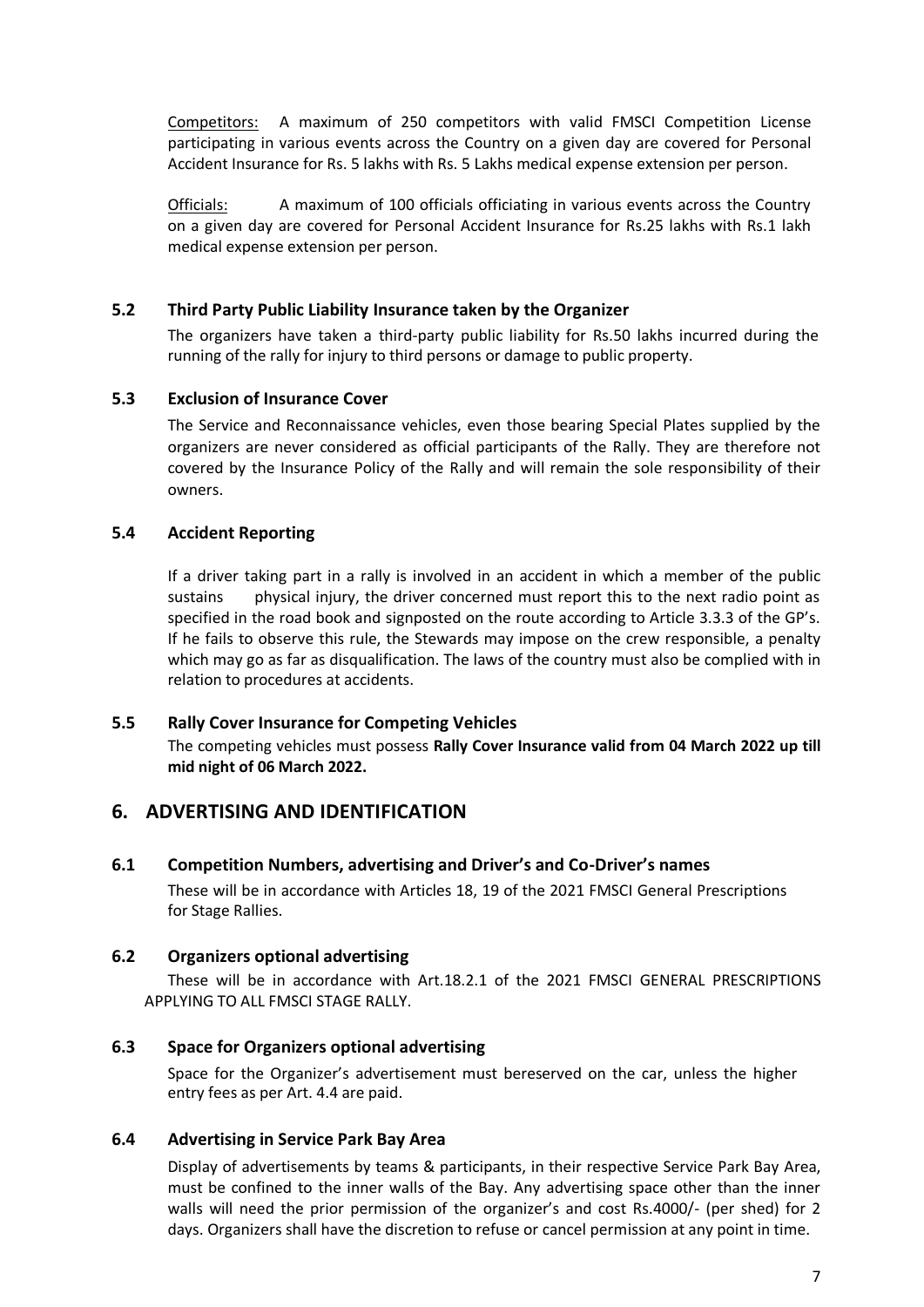Competitors: A maximum of 250 competitors with valid FMSCI Competition License participating in various events across the Country on a given day are covered for Personal Accident Insurance for Rs. 5 lakhs with Rs. 5 Lakhs medical expense extension per person.

Officials: A maximum of 100 officials officiating in various events across the Country on a given day are covered for Personal Accident Insurance for Rs.25 lakhs with Rs.1 lakh medical expense extension per person.

### 5.2 Third Party Public Liability Insurance taken by the Organizer

The organizers have taken a third-party public liability for Rs.50 lakhs incurred during the running of the rally for injury to third persons or damage to public property.

### 5.3 Exclusion of Insurance Cover

The Service and Reconnaissance vehicles, even those bearing Special Plates supplied by the organizers are never considered as official participants of the Rally. They are therefore not covered by the Insurance Policy of the Rally and will remain the sole responsibility of their owners.

### 5.4 Accident Reporting

If a driver taking part in a rally is involved in an accident in which a member of the public sustains physical injury, the driver concerned must report this to the next radio point as specified in the road book and signposted on the route according to Article 3.3.3 of the GP's. If he fails to observe this rule, the Stewards may impose on the crew responsible, a penalty which may go as far as disqualification. The laws of the country must also be complied with in relation to procedures at accidents.

### 5.5 Rally Cover Insurance for Competing Vehicles

The competing vehicles must possess **Rally Cover Insurance valid from 04 March 2022 up till mid night of 06 March 2022.**

## 6. ADVERTISING AND IDENTIFICATION

### 6.1 Competition Numbers, advertising and Driver's and Co-Driver's names

These will be in accordance with Articles 18, 19 of the 2021 FMSCI General Prescriptions for Stage Rallies.

### 6.2 Organizers optional advertising

These will be in accordance with Art.18.2.1 of the 2021 FMSCI GENERAL PRESCRIPTIONS APPLYING TO ALL FMSCI STAGE RALLY.

### 6.3 Space for Organizers optional advertising

Space for the Organizer's advertisement must bereserved on the car, unless the higher entry fees as per Art. 4.4 are paid.

### 6.4 Advertising in Service Park Bay Area

Display of advertisements by teams & participants, in their respective Service Park Bay Area, must be confined to the inner walls of the Bay. Any advertising space other than the inner walls will need the prior permission of the organizer's and cost Rs.4000/- (per shed) for 2 days. Organizers shall have the discretion to refuse or cancel permission at any point in time.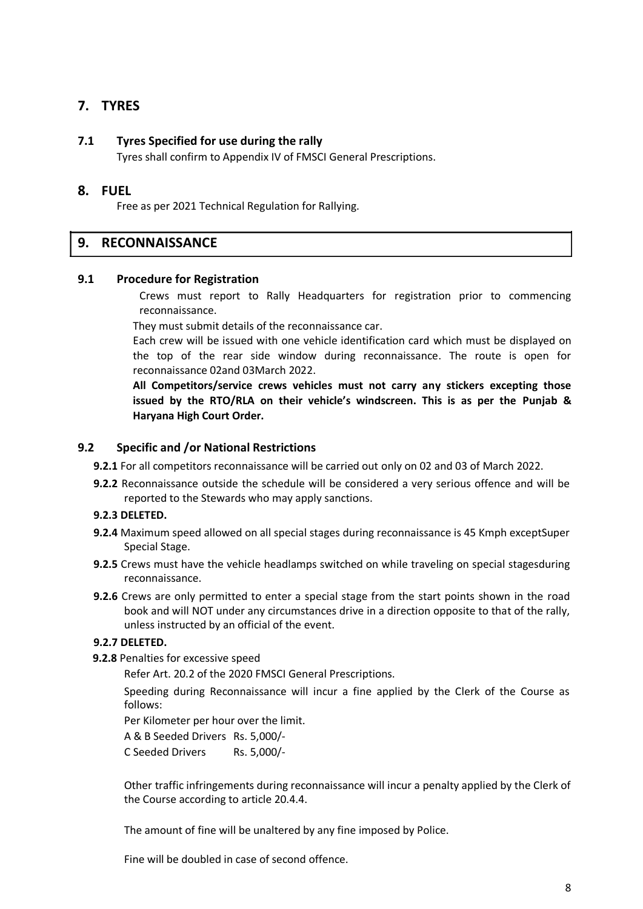## 7. TYRES

### 7.1 Tyres Specified for use during the rally

Tyres shall confirm to Appendix IV of FMSCI General Prescriptions.

## 8. FUEL

Free as per 2021 Technical Regulation for Rallying.

## 9. RECONNAISSANCE

### 9.1 Procedure for Registration

Crews must report to Rally Headquarters for registration prior to commencing reconnaissance.

They must submit details of the reconnaissance car.

Each crew will be issued with one vehicle identification card which must be displayed on the top of the rear side window during reconnaissance. The route is open for reconnaissance 02and 03March 2022.

**All Competitors/service crews vehicles must not carry any stickers excepting those issued by the RTO/RLA on their vehicle's windscreen. This is as per the Punjab & Haryana High Court Order.**

### 9.2 Specific and /or National Restrictions

**9.2.1** For all competitors reconnaissance will be carried out only on 02 and 03 of March 2022.

**9.2.2** Reconnaissance outside the schedule will be considered a very serious offence and will be reported to the Stewards who may apply sanctions.

**9.2.3 DELETED.**

**9.2.4** Maximum speed allowed on all special stages during reconnaissance is 45 Kmph exceptSuper Special Stage.

**9.2.5** Crews must have the vehicle headlamps switched on while traveling on special stagesduring reconnaissance.

**9.2.6** Crews are only permitted to enter a special stage from the start points shown in the road book and will NOT under any circumstances drive in a direction opposite to that of the rally, unless instructed by an official of the event.

**9.2.7 DELETED.**

**9.2.8** Penalties for excessive speed

Refer Art. 20.2 of the 2020 FMSCI General Prescriptions.

Speeding during Reconnaissance will incur a fine applied by the Clerk of the Course as follows:

Per Kilometer per hour over the limit.

A & B Seeded Drivers Rs. 5,000/-

C Seeded Drivers Rs. 5,000/-

Other traffic infringements during reconnaissance will incur a penalty applied by the Clerk of the Course according to article 20.4.4.

The amount of fine will be unaltered by any fine imposed by Police.

Fine will be doubled in case of second offence.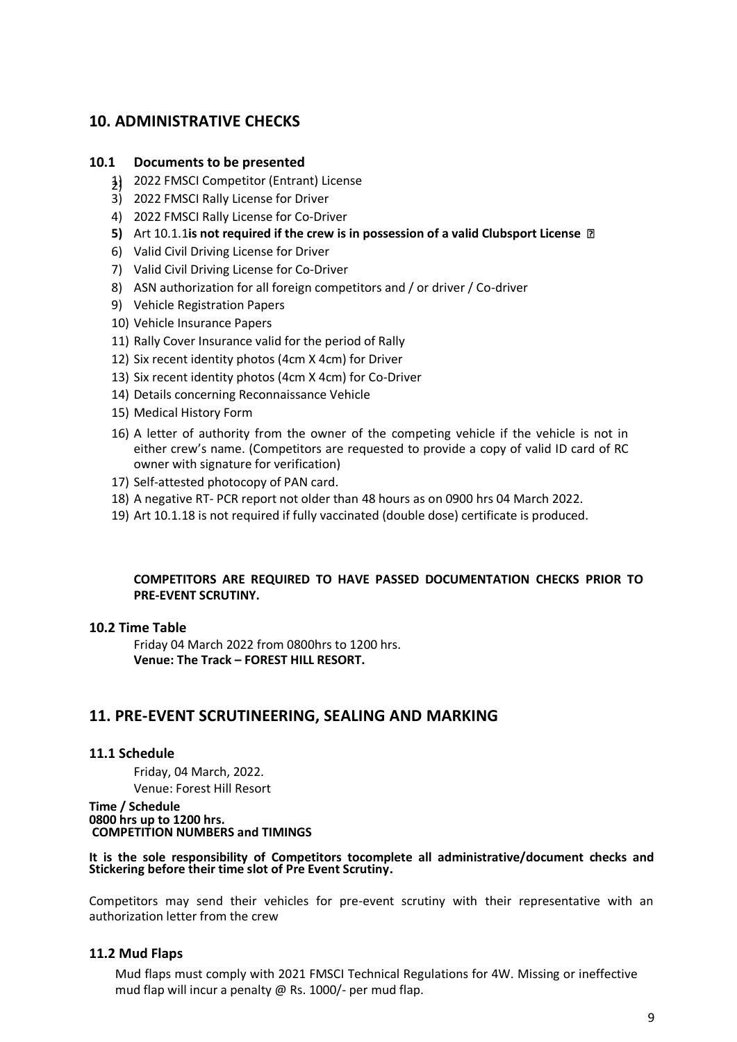## 10. ADMINISTRATIVE CHECKS

### 10.1 Documents to be presented

1) 2022 FMSCI Competitor (Entrant) License
2) 
3) 2022 FMSCI Rally License for Driver
4) 2022 FMSCI Rally License for Co-Driver
5) Art 10.1.1 **is not required if the crew is in possession of a valid Clubsport License**
6) Valid Civil Driving License for Driver
7) Valid Civil Driving License for Co-Driver
8) ASN authorization for all foreign competitors and / or driver / Co-driver
9) Vehicle Registration Papers
10) Vehicle Insurance Papers
11) Rally Cover Insurance valid for the period of Rally
12) Six recent identity photos (4cm X 4cm) for Driver
13) Six recent identity photos (4cm X 4cm) for Co-Driver
14) Details concerning Reconnaissance Vehicle
15) Medical History Form
16) A letter of authority from the owner of the competing vehicle if the vehicle is not in either crew's name. (Competitors are requested to provide a copy of valid ID card of RC owner with signature for verification)
17) Self-attested photocopy of PAN card.
18) A negative RT- PCR report not older than 48 hours as on 0900 hrs 04 March 2022.
19) Art 10.1.18 is not required if fully vaccinated (double dose) certificate is produced.

**COMPETITORS ARE REQUIRED TO HAVE PASSED DOCUMENTATION CHECKS PRIOR TO PRE-EVENT SCRUTINY.**

### 10.2 Time Table

Friday 04 March 2022 from 0800hrs to 1200 hrs.
**Venue: The Track – FOREST HILL RESORT.**

## 11. PRE-EVENT SCRUTINEERING, SEALING AND MARKING

### 11.1 Schedule

Friday, 04 March, 2022.
Venue: Forest Hill Resort

**Time / Schedule**
**0800 hrs up to 1200 hrs.**
**COMPETITION NUMBERS and TIMINGS**

**It is the sole responsibility of Competitors tocomplete all administrative/document checks and Stickering before their time slot of Pre Event Scrutiny.**

Competitors may send their vehicles for pre-event scrutiny with their representative with an authorization letter from the crew

### 11.2 Mud Flaps

Mud flaps must comply with 2021 FMSCI Technical Regulations for 4W. Missing or ineffective mud flap will incur a penalty @ Rs. 1000/- per mud flap.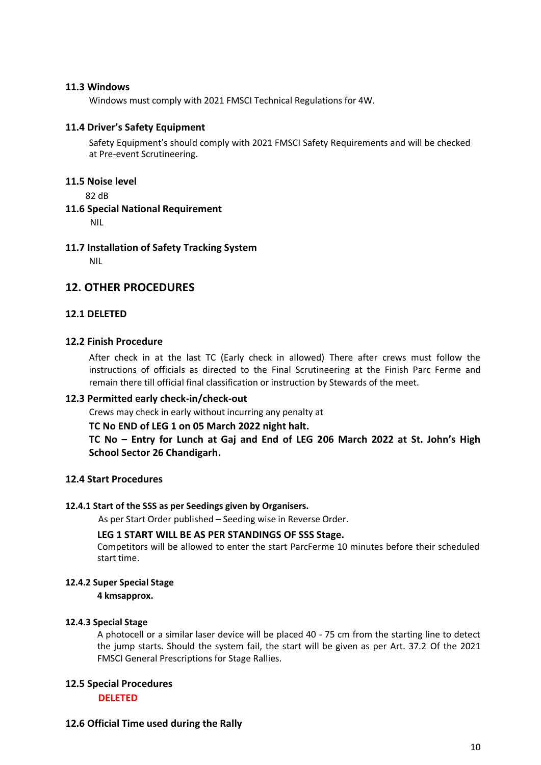### 11.3 Windows

Windows must comply with 2021 FMSCI Technical Regulations for 4W.

### 11.4 Driver's Safety Equipment

Safety Equipment's should comply with 2021 FMSCI Safety Requirements and will be checked at Pre-event Scrutineering.

### 11.5 Noise level

82 dB

### 11.6 Special National Requirement

NIL

### 11.7 Installation of Safety Tracking System

NIL

## 12. OTHER PROCEDURES

### 12.1 DELETED

### 12.2 Finish Procedure

After check in at the last TC (Early check in allowed) There after crews must follow the instructions of officials as directed to the Final Scrutineering at the Finish Parc Ferme and remain there till official final classification or instruction by Stewards of the meet.

### 12.3 Permitted early check-in/check-out

Crews may check in early without incurring any penalty at

**TC No END of LEG 1 on 05 March 2022 night halt.**

**TC No – Entry for Lunch at Gaj and End of LEG 206 March 2022 at St. John's High School Sector 26 Chandigarh.**

### 12.4 Start Procedures

#### 12.4.1 Start of the SSS as per Seedings given by Organisers.

As per Start Order published – Seeding wise in Reverse Order.

**LEG 1 START WILL BE AS PER STANDINGS OF SSS Stage.**

Competitors will be allowed to enter the start ParcFerme 10 minutes before their scheduled start time.

#### 12.4.2 Super Special Stage

**4 kmsapprox.**

#### 12.4.3 Special Stage

A photocell or a similar laser device will be placed 40 - 75 cm from the starting line to detect the jump starts. Should the system fail, the start will be given as per Art. 37.2 Of the 2021 FMSCI General Prescriptions for Stage Rallies.

### 12.5 Special Procedures

**DELETED**

### 12.6 Official Time used during the Rally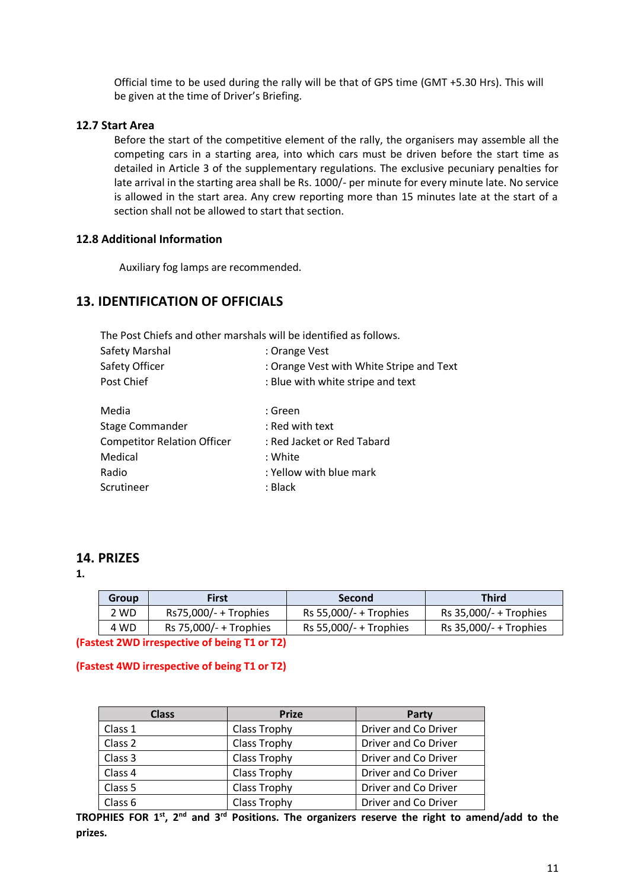Official time to be used during the rally will be that of GPS time (GMT +5.30 Hrs). This will be given at the time of Driver's Briefing.

### 12.7 Start Area

Before the start of the competitive element of the rally, the organisers may assemble all the competing cars in a starting area, into which cars must be driven before the start time as detailed in Article 3 of the supplementary regulations. The exclusive pecuniary penalties for late arrival in the starting area shall be Rs. 1000/- per minute for every minute late. No service is allowed in the start area. Any crew reporting more than 15 minutes late at the start of a section shall not be allowed to start that section.

### 12.8 Additional Information

Auxiliary fog lamps are recommended.

## 13. IDENTIFICATION OF OFFICIALS

The Post Chiefs and other marshals will be identified as follows.

| | |
|---|---|
| Safety Marshal | : Orange Vest |
| Safety Officer | : Orange Vest with White Stripe and Text |
| Post Chief | : Blue with white stripe and text |
| Media | : Green |
| Stage Commander | : Red with text |
| Competitor Relation Officer | : Red Jacket or Red Tabard |
| Medical | : White |
| Radio | : Yellow with blue mark |
| Scrutineer | : Black |

## 14. PRIZES

**1.**

| Group | First | Second | Third |
|---|---|---|---|
| 2 WD | Rs75,000/- + Trophies | Rs 55,000/- + Trophies | Rs 35,000/- + Trophies |
| 4 WD | Rs 75,000/- + Trophies | Rs 55,000/- + Trophies | Rs 35,000/- + Trophies |

**(Fastest 2WD irrespective of being T1 or T2)**

**(Fastest 4WD irrespective of being T1 or T2)**

| Class | Prize | Party |
|---|---|---|
| Class 1 | Class Trophy | Driver and Co Driver |
| Class 2 | Class Trophy | Driver and Co Driver |
| Class 3 | Class Trophy | Driver and Co Driver |
| Class 4 | Class Trophy | Driver and Co Driver |
| Class 5 | Class Trophy | Driver and Co Driver |
| Class 6 | Class Trophy | Driver and Co Driver |

**TROPHIES FOR 1st, 2nd and 3rd Positions. The organizers reserve the right to amend/add to the prizes.**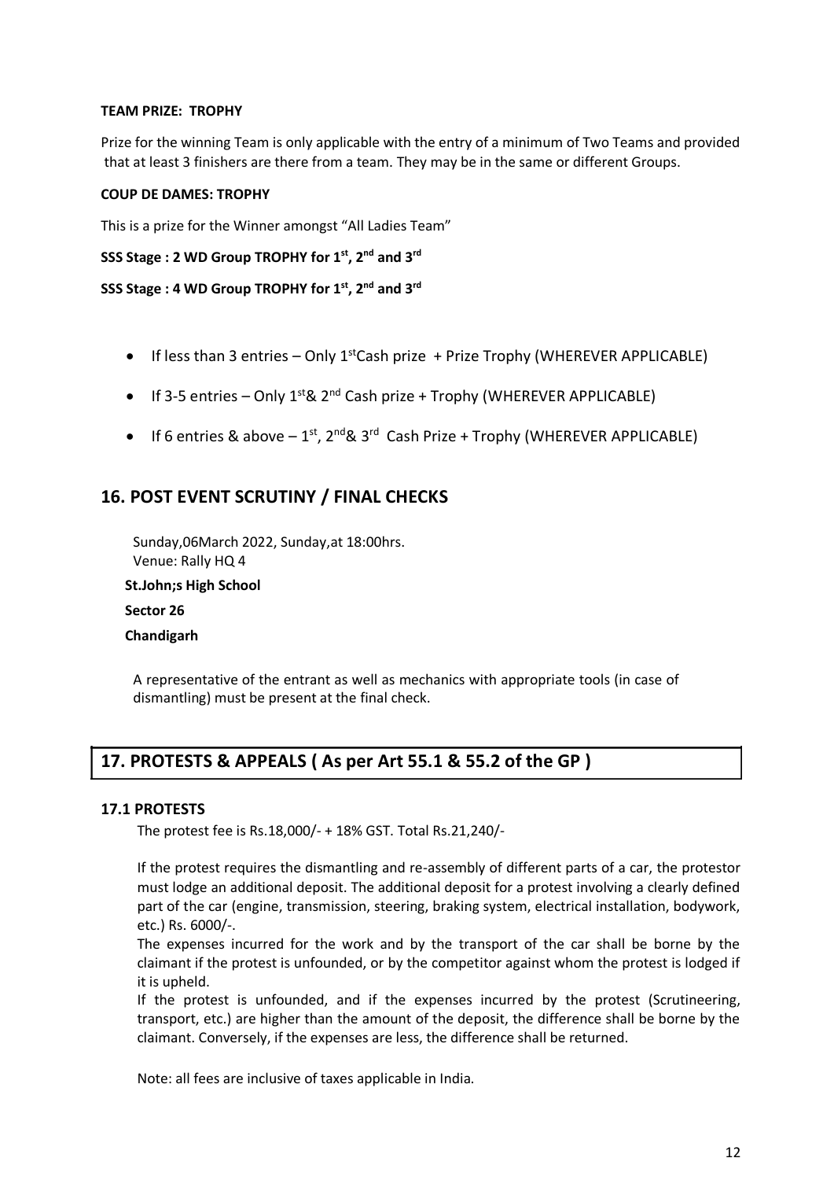**TEAM PRIZE: TROPHY**

Prize for the winning Team is only applicable with the entry of a minimum of Two Teams and provided that at least 3 finishers are there from a team. They may be in the same or different Groups.

**COUP DE DAMES: TROPHY**

This is a prize for the Winner amongst "All Ladies Team"

**SSS Stage : 2 WD Group TROPHY for 1st, 2nd and 3rd**

**SSS Stage : 4 WD Group TROPHY for 1st, 2nd and 3rd**

- If less than 3 entries – Only 1stCash prize + Prize Trophy (WHEREVER APPLICABLE)
- If 3-5 entries – Only 1st& 2nd Cash prize + Trophy (WHEREVER APPLICABLE)
- If 6 entries & above – 1st, 2nd& 3rd Cash Prize + Trophy (WHEREVER APPLICABLE)

## 16. POST EVENT SCRUTINY / FINAL CHECKS

Sunday,06March 2022, Sunday,at 18:00hrs.
Venue: Rally HQ 4

**St.John;s High School**

**Sector 26**

**Chandigarh**

A representative of the entrant as well as mechanics with appropriate tools (in case of dismantling) must be present at the final check.

## 17. PROTESTS & APPEALS ( As per Art 55.1 & 55.2 of the GP )

### 17.1 PROTESTS

The protest fee is Rs.18,000/- + 18% GST. Total Rs.21,240/-

If the protest requires the dismantling and re-assembly of different parts of a car, the protestor must lodge an additional deposit. The additional deposit for a protest involving a clearly defined part of the car (engine, transmission, steering, braking system, electrical installation, bodywork, etc.) Rs. 6000/-.
The expenses incurred for the work and by the transport of the car shall be borne by the claimant if the protest is unfounded, or by the competitor against whom the protest is lodged if it is upheld.
If the protest is unfounded, and if the expenses incurred by the protest (Scrutineering, transport, etc.) are higher than the amount of the deposit, the difference shall be borne by the claimant. Conversely, if the expenses are less, the difference shall be returned.

Note: all fees are inclusive of taxes applicable in India.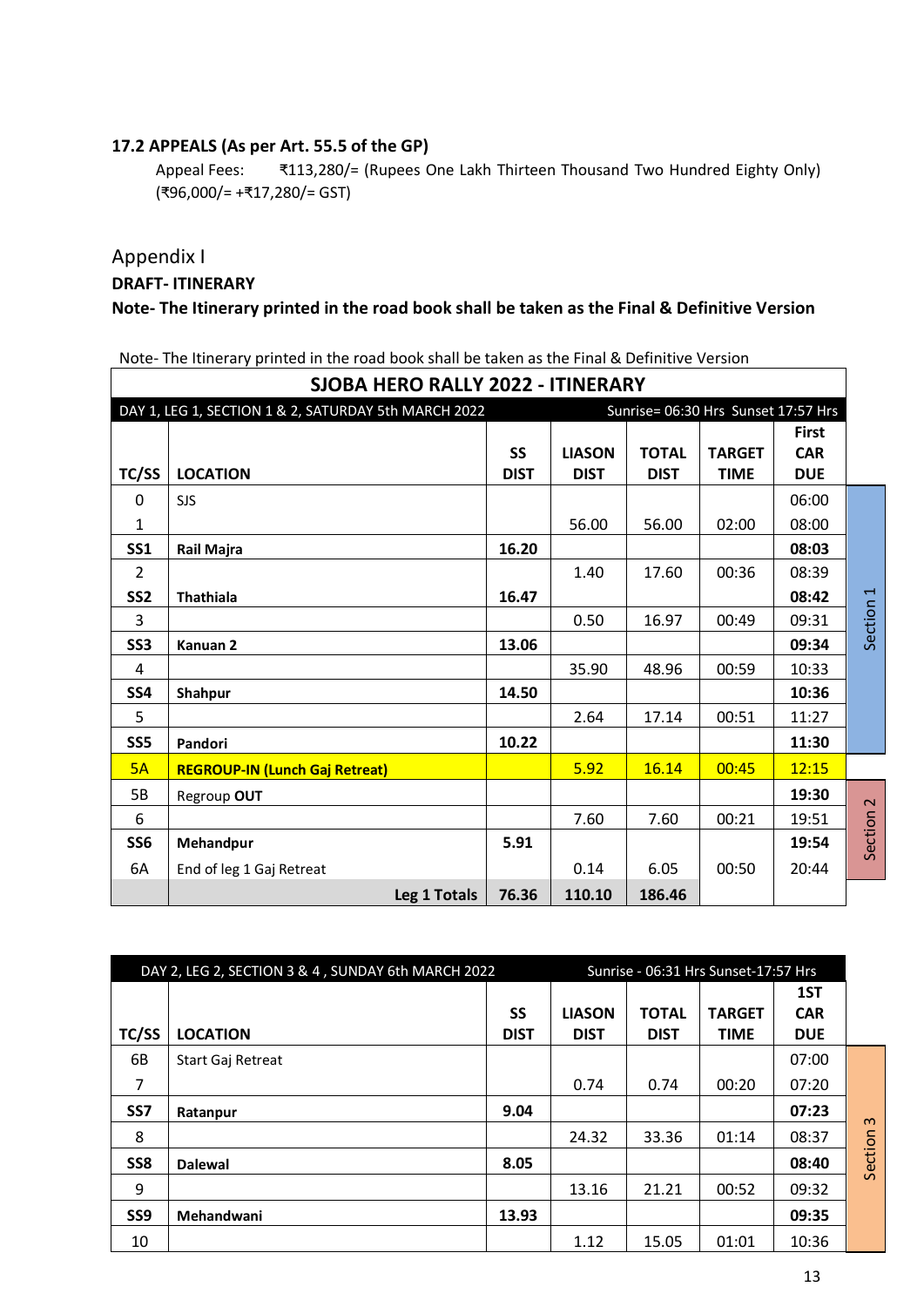### 17.2 APPEALS (As per Art. 55.5 of the GP)

Appeal Fees: ₹113,280/= (Rupees One Lakh Thirteen Thousand Two Hundred Eighty Only) (₹96,000/= +₹17,280/= GST)

## Appendix I

**DRAFT- ITINERARY**

**Note- The Itinerary printed in the road book shall be taken as the Final & Definitive Version**

Note- The Itinerary printed in the road book shall be taken as the Final & Definitive Version

**SJOBA HERO RALLY 2022 - ITINERARY**

DAY 1, LEG 1, SECTION 1 & 2, SATURDAY 5th MARCH 2022 — Sunrise= 06:30 Hrs Sunset 17:57 Hrs

| TC/SS | LOCATION | SS DIST | LIASON DIST | TOTAL DIST | TARGET TIME | First CAR DUE | |
|---|---|---|---|---|---|---|---|
| 0 | SJS | | | | | 06:00 | Section 1 |
| 1 | | | 56.00 | 56.00 | 02:00 | 08:00 | Section 1 |
| **SS1** | **Rail Majra** | **16.20** | | | | **08:03** | Section 1 |
| 2 | | | 1.40 | 17.60 | 00:36 | 08:39 | Section 1 |
| **SS2** | **Thathiala** | **16.47** | | | | **08:42** | Section 1 |
| 3 | | | 0.50 | 16.97 | 00:49 | 09:31 | Section 1 |
| **SS3** | **Kanuan 2** | **13.06** | | | | **09:34** | Section 1 |
| 4 | | | 35.90 | 48.96 | 00:59 | 10:33 | Section 1 |
| **SS4** | **Shahpur** | **14.50** | | | | **10:36** | Section 1 |
| 5 | | | 2.64 | 17.14 | 00:51 | 11:27 | Section 1 |
| **SS5** | **Pandori** | **10.22** | | | | **11:30** | Section 1 |
| 5A | **REGROUP-IN (Lunch Gaj Retreat)** | | 5.92 | 16.14 | 00:45 | 12:15 | |
| 5B | Regroup **OUT** | | | | | **19:30** | Section 2 |
| 6 | | | 7.60 | 7.60 | 00:21 | 19:51 | Section 2 |
| **SS6** | **Mehandpur** | **5.91** | | | | **19:54** | Section 2 |
| 6A | End of leg 1 Gaj Retreat | | 0.14 | 6.05 | 00:50 | 20:44 | Section 2 |
| | **Leg 1 Totals** | **76.36** | **110.10** | **186.46** | | | |

DAY 2, LEG 2, SECTION 3 & 4 , SUNDAY 6th MARCH 2022 — Sunrise - 06:31 Hrs Sunset-17:57 Hrs

| TC/SS | LOCATION | SS DIST | LIASON DIST | TOTAL DIST | TARGET TIME | 1ST CAR DUE | |
|---|---|---|---|---|---|---|---|
| 6B | Start Gaj Retreat | | | | | 07:00 | Section 3 |
| 7 | | | 0.74 | 0.74 | 00:20 | 07:20 | Section 3 |
| **SS7** | **Ratanpur** | **9.04** | | | | **07:23** | Section 3 |
| 8 | | | 24.32 | 33.36 | 01:14 | 08:37 | Section 3 |
| **SS8** | **Dalewal** | **8.05** | | | | **08:40** | Section 3 |
| 9 | | | 13.16 | 21.21 | 00:52 | 09:32 | Section 3 |
| **SS9** | **Mehandwani** | **13.93** | | | | **09:35** | Section 3 |
| 10 | | | 1.12 | 15.05 | 01:01 | 10:36 | Section 3 |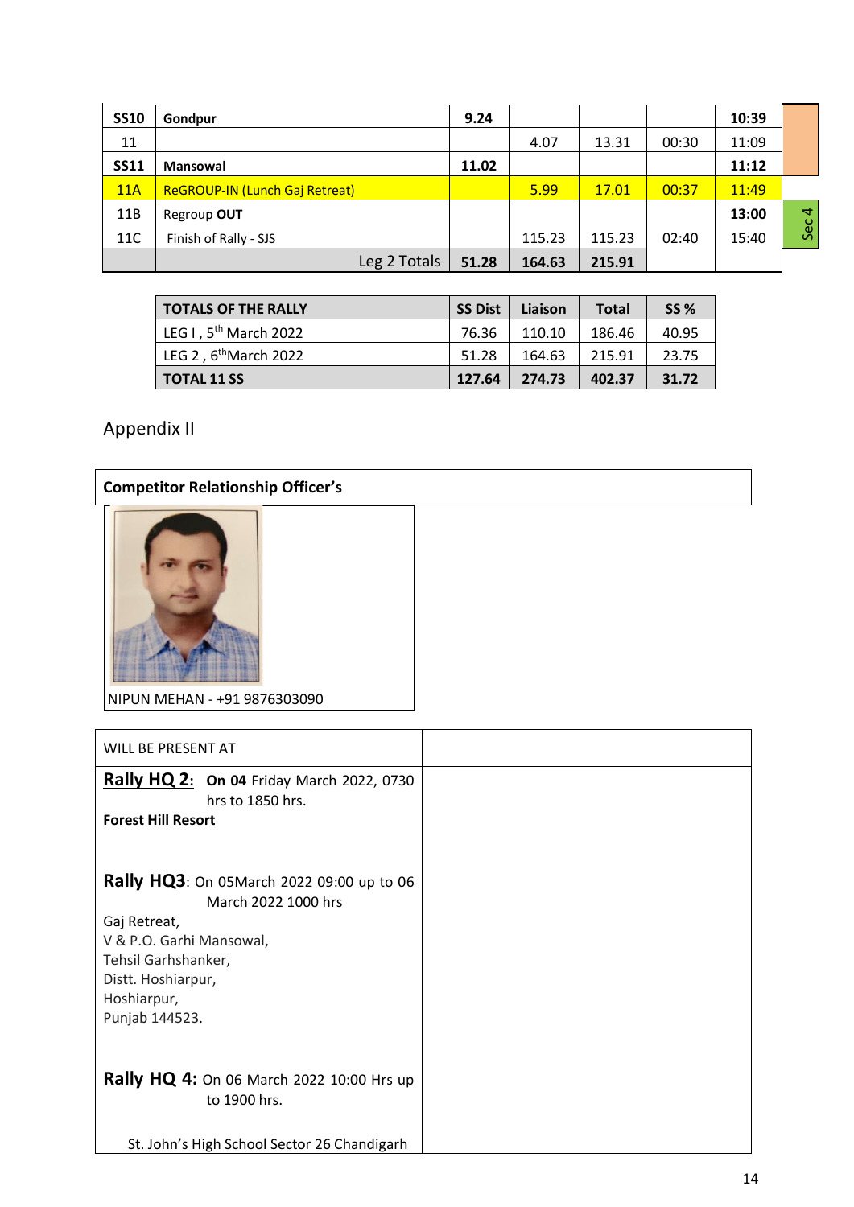| | | | | | | | |
|---|---|---|---|---|---|---|---|
| **SS10** | **Gondpur** | **9.24** | | | | **10:39** | |
| 11 | | | 4.07 | 13.31 | 00:30 | 11:09 | |
| **SS11** | **Mansowal** | **11.02** | | | | **11:12** | |
| 11A | ReGROUP-IN (Lunch Gaj Retreat) | | 5.99 | 17.01 | 00:37 | 11:49 | |
| 11B | Regroup **OUT** | | | | | **13:00** | Sec 4 |
| 11C | Finish of Rally - SJS | | 115.23 | 115.23 | 02:40 | 15:40 | |
| | Leg 2 Totals | **51.28** | **164.63** | **215.91** | | | |

| TOTALS OF THE RALLY | SS Dist | Liaison | Total | SS % |
|---|---|---|---|---|
| LEG I , 5th March 2022 | 76.36 | 110.10 | 186.46 | 40.95 |
| LEG 2 , 6thMarch 2022 | 51.28 | 164.63 | 215.91 | 23.75 |
| **TOTAL 11 SS** | **127.64** | **274.73** | **402.37** | **31.72** |

## Appendix II

**Competitor Relationship Officer's**

NIPUN MEHAN - +91 9876303090

| WILL BE PRESENT AT | |
|---|---|
| **Rally HQ 2:** **On 04** Friday March 2022, 0730 hrs to 1850 hrs.<br>**Forest Hill Resort** | |
| **Rally HQ3**: On 05March 2022 09:00 up to 06 March 2022 1000 hrs<br>Gaj Retreat,<br>V & P.O. Garhi Mansowal,<br>Tehsil Garhshanker,<br>Distt. Hoshiarpur,<br>Hoshiarpur,<br>Punjab 144523. | |
| **Rally HQ 4:** On 06 March 2022 10:00 Hrs up to 1900 hrs.<br><br>St. John's High School Sector 26 Chandigarh | |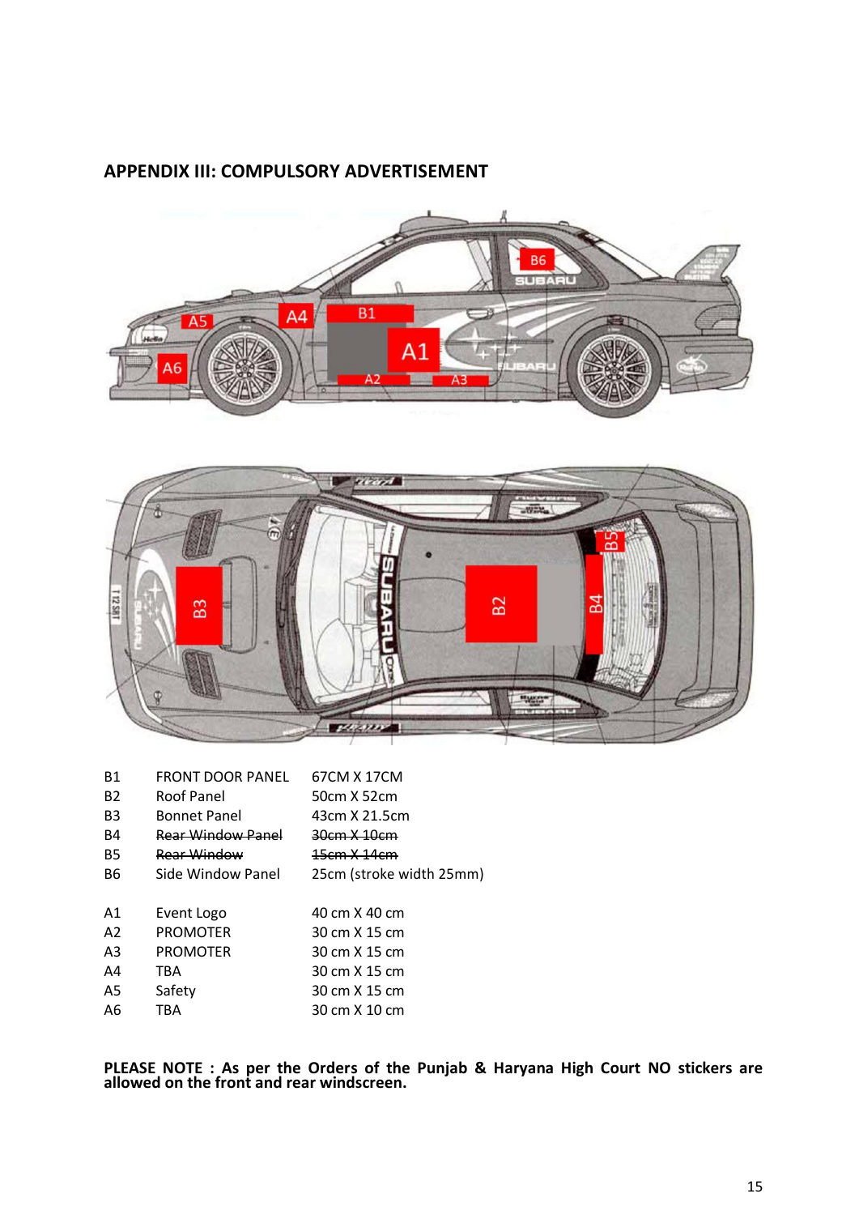## APPENDIX III: COMPULSORY ADVERTISEMENT

| | | |
|---|---|---|
| B1 | FRONT DOOR PANEL | 67CM X 17CM |
| B2 | Roof Panel | 50cm X 52cm |
| B3 | Bonnet Panel | 43cm X 21.5cm |
| B4 | ~~Rear Window Panel~~ | ~~30cm X 10cm~~ |
| B5 | ~~Rear Window~~ | ~~15cm X 14cm~~ |
| B6 | Side Window Panel | 25cm (stroke width 25mm) |
| | | |
| A1 | Event Logo | 40 cm X 40 cm |
| A2 | PROMOTER | 30 cm X 15 cm |
| A3 | PROMOTER | 30 cm X 15 cm |
| A4 | TBA | 30 cm X 15 cm |
| A5 | Safety | 30 cm X 15 cm |
| A6 | TBA | 30 cm X 10 cm |

**PLEASE NOTE : As per the Orders of the Punjab & Haryana High Court NO stickers are allowed on the front and rear windscreen.**